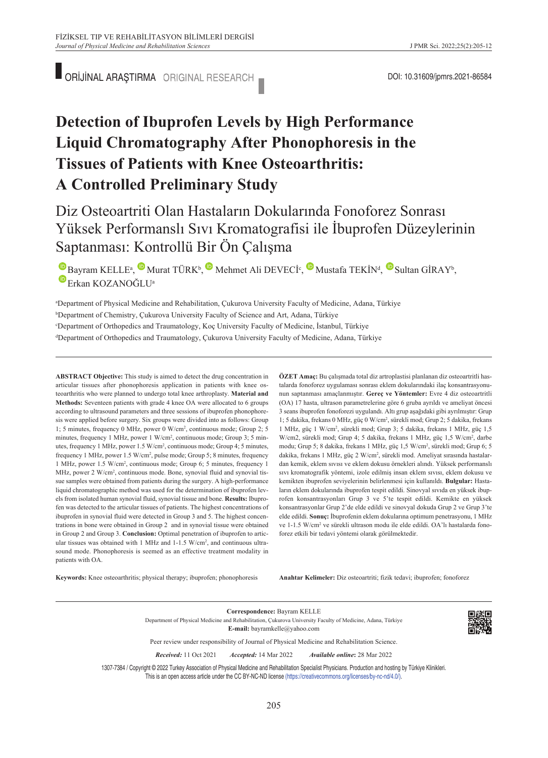ORİJİNAL ARAŞTIRMA ORIGINAL RESEARCH

DOI: 10.31609/jpmrs.2021-86584

# Detection of Ibuprofen Levels by High Performance Liquid Chromatography After Phonophoresis in the Tissues of Patients with Knee Osteoarthritis: A Controlled Preliminary Study

## Diz Osteoartriti Olan Hastaların Dokularında Fonoforez Sonrası Yüksek Performanslı Sıvı Kromatografisi ile İbuprofen Düzeylerinin Saptanması: Kontrollü Bir Ön Çalışma

Bayram KELLE[a], Murat TÜRK[b], Mehmet Ali DEVECİ[c], Mustafa TEKİN[d], Sultan GİRAY[b], Erkan KOZANOĞLU[a]

[a]Department of Physical Medicine and Rehabilitation, Çukurova University Faculty of Medicine, Adana, Türkiye
[b]Department of Chemistry, Çukurova University Faculty of Science and Art, Adana, Türkiye
[c]Department of Orthopedics and Traumatology, Koç University Faculty of Medicine, İstanbul, Türkiye
[d]Department of Orthopedics and Traumatology, Çukurova University Faculty of Medicine, Adana, Türkiye

**ABSTRACT Objective:** This study is aimed to detect the drug concentration in articular tissues after phonophoresis application in patients with knee osteoarthritis who were planned to undergo total knee arthroplasty. **Material and Methods:** Seventeen patients with grade 4 knee OA were allocated to 6 groups according to ultrasound parameters and three sessions of ibuprofen phonophoresis were applied before surgery. Six groups were divided into as follows: Group 1; 5 minutes, frequency 0 MHz, power 0 W/cm$^2$, continuous mode; Group 2; 5 minutes, frequency 1 MHz, power 1 W/cm$^2$, continuous mode; Group 3; 5 minutes, frequency 1 MHz, power 1.5 W/cm$^2$, continuous mode; Group 4; 5 minutes, frequency 1 MHz, power 1.5 W/cm$^2$, pulse mode; Group 5; 8 minutes, frequency 1 MHz, power 1.5 W/cm$^2$, continuous mode; Group 6; 5 minutes, frequency 1 MHz, power 2 W/cm$^2$, continuous mode. Bone, synovial fluid and synovial tissue samples were obtained from patients during the surgery. A high-performance liquid chromatographic method was used for the determination of ibuprofen levels from isolated human synovial fluid, synovial tissue and bone. **Results:** Ibuprofen was detected to the articular tissues of patients. The highest concentrations of ibuprofen in synovial fluid were detected in Group 3 and 5. The highest concentrations in bone were obtained in Group 2 and in synovial tissue were obtained in Group 2 and Group 3. **Conclusion:** Optimal penetration of ibuprofen to articular tissues was obtained with 1 MHz and 1-1.5 W/cm$^2$, and continuous ultrasound mode. Phonophoresis is seemed as an effective treatment modality in patients with OA.

**Keywords:** Knee osteoarthritis; physical therapy; ibuprofen; phonophoresis

**ÖZET Amaç:** Bu çalışmada total diz artroplastisi planlanan diz osteoartritli hastalarda fonoforez uygulaması sonrası eklem dokularındaki ilaç konsantrasyonunun saptanması amaçlanmıştır. **Gereç ve Yöntemler:** Evre 4 diz osteoartritli (OA) 17 hasta, ultrason parametrelerine göre 6 gruba ayrıldı ve ameliyat öncesi 3 seans ibuprofen fonoforezi uygulandı. Altı grup aşağıdaki gibi ayrılmıştır: Grup 1; 5 dakika, frekans 0 MHz, güç 0 W/cm$^2$, sürekli mod; Grup 2; 5 dakika, frekans 1 MHz, güç 1 W/cm$^2$, sürekli mod; Grup 3; 5 dakika, frekans 1 MHz, güç 1,5 W/cm2, sürekli mod; Grup 4; 5 dakika, frekans 1 MHz, güç 1,5 W/cm$^2$, darbe modu; Grup 5; 8 dakika, frekans 1 MHz, güç 1,5 W/cm$^2$, sürekli mod; Grup 6; 5 dakika, frekans 1 MHz, güç 2 W/cm$^2$, sürekli mod. Ameliyat sırasında hastalardan kemik, eklem sıvısı ve eklem dokusu örnekleri alındı. Yüksek performanslı sıvı kromatografik yöntemi, izole edilmiş insan eklem sıvısı, eklem dokusu ve kemikten ibuprofen seviyelerinin belirlenmesi için kullanıldı. **Bulgular:** Hastaların eklem dokularında ibuprofen tespit edildi. Sinovyal sıvıda en yüksek ibuprofen konsantrasyonları Grup 3 ve 5'te tespit edildi. Kemikte en yüksek konsantrasyonlar Grup 2'de elde edildi ve sinovyal dokuda Grup 2 ve Grup 3'te elde edildi. **Sonuç:** İbuprofenin eklem dokularına optimum penetrasyonu, 1 MHz ve 1-1.5 W/cm$^2$ ve sürekli ultrason modu ile elde edildi. OA'lı hastalarda fonoforez etkili bir tedavi yöntemi olarak görülmektedir.

**Anahtar Kelimeler:** Diz osteoartriti; fizik tedavi; ibuprofen; fonoforez

**Correspondence:** Bayram KELLE
Department of Physical Medicine and Rehabilitation, Çukurova University Faculty of Medicine, Adana, Türkiye
**E-mail:** bayramkelle@yahoo.com

Peer review under responsibility of Journal of Physical Medicine and Rehabilitation Science.

***Received:*** 11 Oct 2021 ***Accepted:*** 14 Mar 2022 ***Available online***: 28 Mar 2022

1307-7384 / Copyright © 2022 Turkey Association of Physical Medicine and Rehabilitation Specialist Physicians. Production and hosting by Türkiye Klinikleri.
This is an open access article under the CC BY-NC-ND license (https://creativecommons.org/licenses/by-nc-nd/4.0/).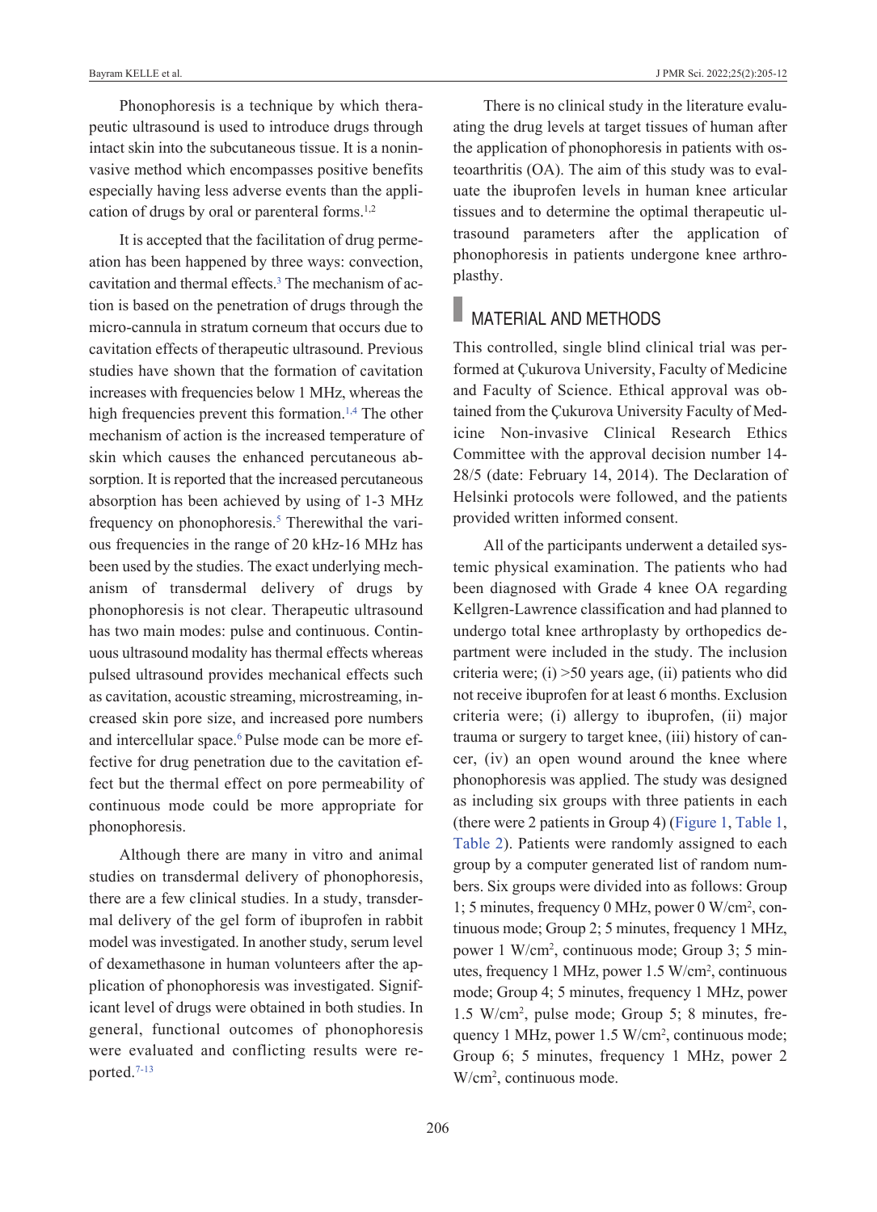Phonophoresis is a technique by which therapeutic ultrasound is used to introduce drugs through intact skin into the subcutaneous tissue. It is a noninvasive method which encompasses positive benefits especially having less adverse events than the application of drugs by oral or parenteral forms.[1,2]

It is accepted that the facilitation of drug permeation has been happened by three ways: convection, cavitation and thermal effects.[3] The mechanism of action is based on the penetration of drugs through the micro-cannula in stratum corneum that occurs due to cavitation effects of therapeutic ultrasound. Previous studies have shown that the formation of cavitation increases with frequencies below 1 MHz, whereas the high frequencies prevent this formation.[1,4] The other mechanism of action is the increased temperature of skin which causes the enhanced percutaneous absorption. It is reported that the increased percutaneous absorption has been achieved by using of 1-3 MHz frequency on phonophoresis.[5] Therewithal the various frequencies in the range of 20 kHz-16 MHz has been used by the studies. The exact underlying mechanism of transdermal delivery of drugs by phonophoresis is not clear. Therapeutic ultrasound has two main modes: pulse and continuous. Continuous ultrasound modality has thermal effects whereas pulsed ultrasound provides mechanical effects such as cavitation, acoustic streaming, microstreaming, increased skin pore size, and increased pore numbers and intercellular space.[6] Pulse mode can be more effective for drug penetration due to the cavitation effect but the thermal effect on pore permeability of continuous mode could be more appropriate for phonophoresis.

Although there are many in vitro and animal studies on transdermal delivery of phonophoresis, there are a few clinical studies. In a study, transdermal delivery of the gel form of ibuprofen in rabbit model was investigated. In another study, serum level of dexamethasone in human volunteers after the application of phonophoresis was investigated. Significant level of drugs were obtained in both studies. In general, functional outcomes of phonophoresis were evaluated and conflicting results were reported.[7-13]

There is no clinical study in the literature evaluating the drug levels at target tissues of human after the application of phonophoresis in patients with osteoarthritis (OA). The aim of this study was to evaluate the ibuprofen levels in human knee articular tissues and to determine the optimal therapeutic ultrasound parameters after the application of phonophoresis in patients undergone knee arthroplasty.

## MATERIAL AND METHODS

This controlled, single blind clinical trial was performed at Çukurova University, Faculty of Medicine and Faculty of Science. Ethical approval was obtained from the Çukurova University Faculty of Medicine Non-invasive Clinical Research Ethics Committee with the approval decision number 14-28/5 (date: February 14, 2014). The Declaration of Helsinki protocols were followed, and the patients provided written informed consent.

All of the participants underwent a detailed systemic physical examination. The patients who had been diagnosed with Grade 4 knee OA regarding Kellgren-Lawrence classification and had planned to undergo total knee arthroplasty by orthopedics department were included in the study. The inclusion criteria were; (i) >50 years age, (ii) patients who did not receive ibuprofen for at least 6 months. Exclusion criteria were; (i) allergy to ibuprofen, (ii) major trauma or surgery to target knee, (iii) history of cancer, (iv) an open wound around the knee where phonophoresis was applied. The study was designed as including six groups with three patients in each (there were 2 patients in Group 4) (Figure 1, Table 1, Table 2). Patients were randomly assigned to each group by a computer generated list of random numbers. Six groups were divided into as follows: Group 1; 5 minutes, frequency 0 MHz, power 0 W/cm$^2$, continuous mode; Group 2; 5 minutes, frequency 1 MHz, power 1 W/cm$^2$, continuous mode; Group 3; 5 minutes, frequency 1 MHz, power 1.5 W/cm$^2$, continuous mode; Group 4; 5 minutes, frequency 1 MHz, power 1.5 W/cm$^2$, pulse mode; Group 5; 8 minutes, frequency 1 MHz, power 1.5 W/cm$^2$, continuous mode; Group 6; 5 minutes, frequency 1 MHz, power 2 W/cm$^2$, continuous mode.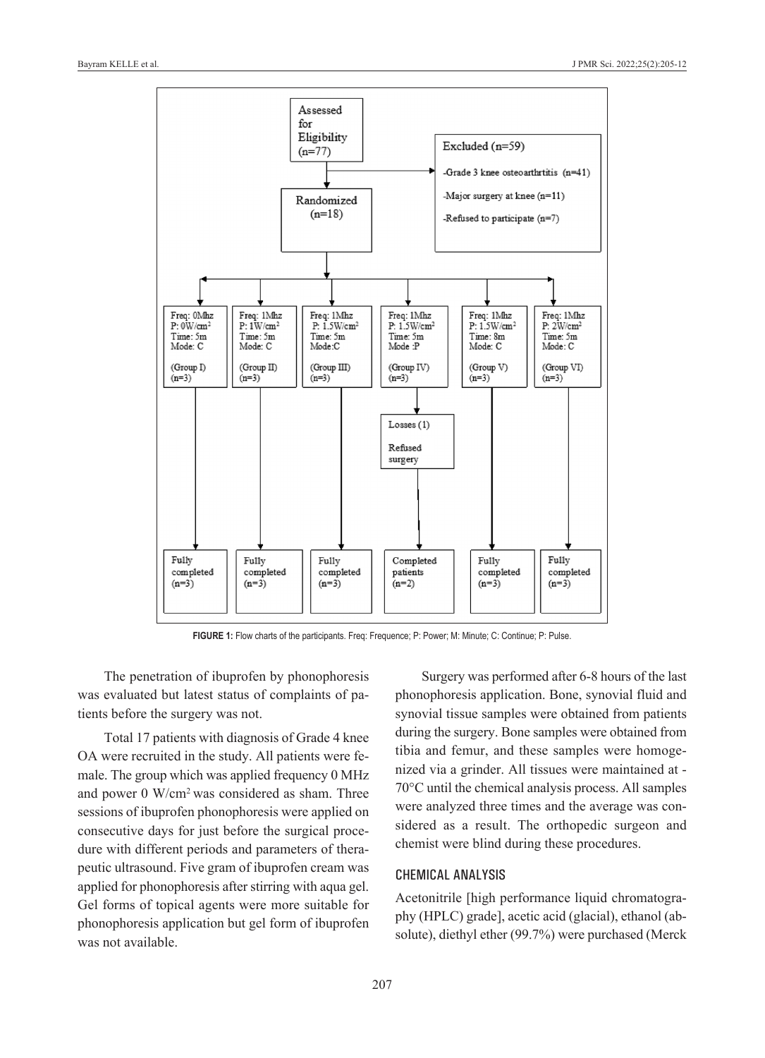Assessed for Eligibility (n=77)

Excluded (n=59)
- Grade 3 knee osteoarthrtitis (n=41)
- Major surgery at knee (n=11)
- Refused to participate (n=7)

Randomized (n=18)

| Group I | Group II | Group III | Group IV | Group V | Group VI |
|---|---|---|---|---|---|
| Freq: 0Mhz | Freq: 1Mhz | Freq: 1Mhz | Freq: 1Mhz | Freq: 1Mhz | Freq: 1Mhz |
| P: 0W/cm$^2$ | P: 1W/cm$^2$ | P: 1.5W/cm$^2$ | P: 1.5W/cm$^2$ | P: 1.5W/cm$^2$ | P: 2W/cm$^2$ |
| Time: 5m | Time: 5m | Time: 5m | Time: 5m | Time: 8m | Time: 5m |
| Mode: C | Mode: C | Mode:C | Mode :P | Mode: C | Mode: C |
| (n=3) | (n=3) | (n=3) | (n=3) | (n=3) | (n=3) |
| | | | Losses (1) Refused surgery | | |
| Fully completed (n=3) | Fully completed (n=3) | Fully completed (n=3) | Completed patients (n=2) | Fully completed (n=3) | Fully completed (n=3) |

**FIGURE 1:** Flow charts of the participants. Freq: Frequence; P: Power; M: Minute; C: Continue; P: Pulse.

The penetration of ibuprofen by phonophoresis was evaluated but latest status of complaints of patients before the surgery was not.

Total 17 patients with diagnosis of Grade 4 knee OA were recruited in the study. All patients were female. The group which was applied frequency 0 MHz and power 0 W/cm$^2$ was considered as sham. Three sessions of ibuprofen phonophoresis were applied on consecutive days for just before the surgical procedure with different periods and parameters of therapeutic ultrasound. Five gram of ibuprofen cream was applied for phonophoresis after stirring with aqua gel. Gel forms of topical agents were more suitable for phonophoresis application but gel form of ibuprofen was not available.

Surgery was performed after 6-8 hours of the last phonophoresis application. Bone, synovial fluid and synovial tissue samples were obtained from patients during the surgery. Bone samples were obtained from tibia and femur, and these samples were homogenized via a grinder. All tissues were maintained at -70°C until the chemical analysis process. All samples were analyzed three times and the average was considered as a result. The orthopedic surgeon and chemist were blind during these procedures.

## CHEMICAL ANALYSIS

Acetonitrile [high performance liquid chromatography (HPLC) grade], acetic acid (glacial), ethanol (absolute), diethyl ether (99.7%) were purchased (Merck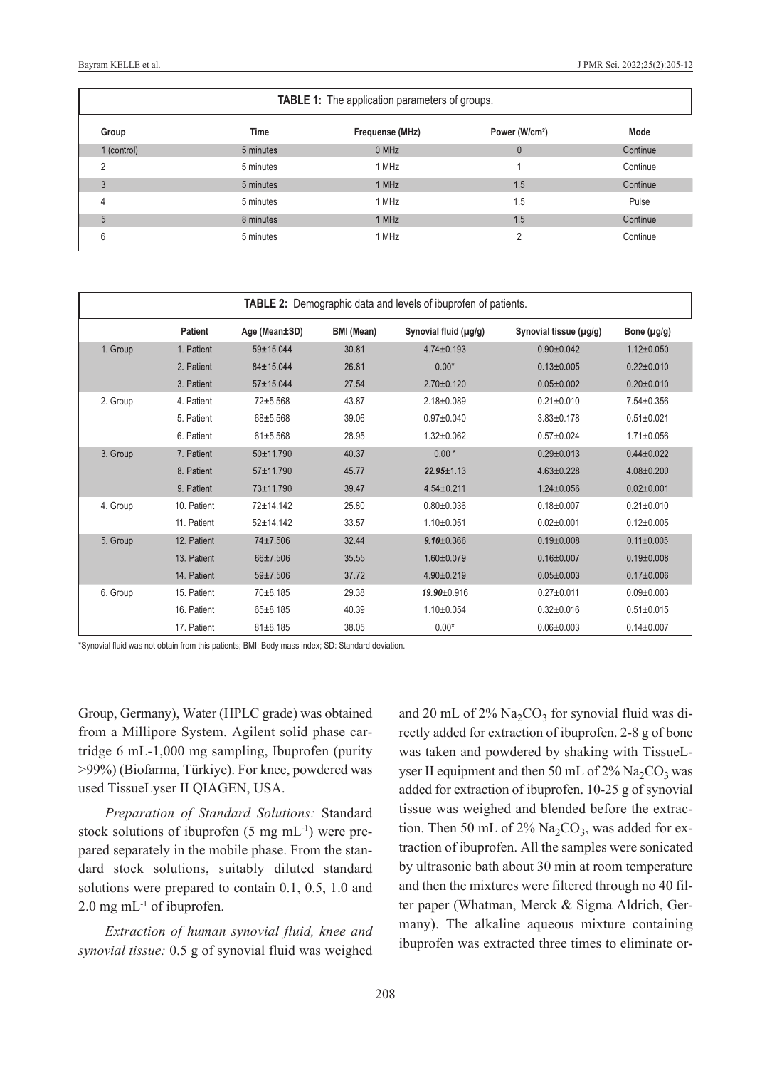**TABLE 1:** The application parameters of groups.

| Group | Time | Frequense (MHz) | Power (W/cm²) | Mode |
|---|---|---|---|---|
| 1 (control) | 5 minutes | 0 MHz | 0 | Continue |
| 2 | 5 minutes | 1 MHz | 1 | Continue |
| 3 | 5 minutes | 1 MHz | 1.5 | Continue |
| 4 | 5 minutes | 1 MHz | 1.5 | Pulse |
| 5 | 8 minutes | 1 MHz | 1.5 | Continue |
| 6 | 5 minutes | 1 MHz | 2 | Continue |

**TABLE 2:** Demographic data and levels of ibuprofen of patients.

| | Patient | Age (Mean±SD) | BMI (Mean) | Synovial fluid (μg/g) | Synovial tissue (μg/g) | Bone (μg/g) |
|---|---|---|---|---|---|---|
| 1. Group | 1. Patient | 59±15.044 | 30.81 | 4.74±0.193 | 0.90±0.042 | 1.12±0.050 |
| | 2. Patient | 84±15.044 | 26.81 | 0.00* | 0.13±0.005 | 0.22±0.010 |
| | 3. Patient | 57±15.044 | 27.54 | 2.70±0.120 | 0.05±0.002 | 0.20±0.010 |
| 2. Group | 4. Patient | 72±5.568 | 43.87 | 2.18±0.089 | 0.21±0.010 | 7.54±0.356 |
| | 5. Patient | 68±5.568 | 39.06 | 0.97±0.040 | 3.83±0.178 | 0.51±0.021 |
| | 6. Patient | 61±5.568 | 28.95 | 1.32±0.062 | 0.57±0.024 | 1.71±0.056 |
| 3. Group | 7. Patient | 50±11.790 | 40.37 | 0.00* | 0.29±0.013 | 0.44±0.022 |
| | 8. Patient | 57±11.790 | 45.77 | ***22.95***±1.13 | 4.63±0.228 | 4.08±0.200 |
| | 9. Patient | 73±11.790 | 39.47 | 4.54±0.211 | 1.24±0.056 | 0.02±0.001 |
| 4. Group | 10. Patient | 72±14.142 | 25.80 | 0.80±0.036 | 0.18±0.007 | 0.21±0.010 |
| | 11. Patient | 52±14.142 | 33.57 | 1.10±0.051 | 0.02±0.001 | 0.12±0.005 |
| 5. Group | 12. Patient | 74±7.506 | 32.44 | ***9.10***±0.366 | 0.19±0.008 | 0.11±0.005 |
| | 13. Patient | 66±7.506 | 35.55 | 1.60±0.079 | 0.16±0.007 | 0.19±0.008 |
| | 14. Patient | 59±7.506 | 37.72 | 4.90±0.219 | 0.05±0.003 | 0.17±0.006 |
| 6. Group | 15. Patient | 70±8.185 | 29.38 | ***19.90***±0.916 | 0.27±0.011 | 0.09±0.003 |
| | 16. Patient | 65±8.185 | 40.39 | 1.10±0.054 | 0.32±0.016 | 0.51±0.015 |
| | 17. Patient | 81±8.185 | 38.05 | 0.00* | 0.06±0.003 | 0.14±0.007 |

*Synovial fluid was not obtain from this patients; BMI: Body mass index; SD: Standard deviation.

Group, Germany), Water (HPLC grade) was obtained from a Millipore System. Agilent solid phase cartridge 6 mL-1,000 mg sampling, Ibuprofen (purity >99%) (Biofarma, Türkiye). For knee, powdered was used TissueLyser II QIAGEN, USA.

*Preparation of Standard Solutions:* Standard stock solutions of ibuprofen (5 mg $mL^{-1}$) were prepared separately in the mobile phase. From the standard stock solutions, suitably diluted standard solutions were prepared to contain 0.1, 0.5, 1.0 and 2.0 mg $mL^{-1}$ of ibuprofen.

*Extraction of human synovial fluid, knee and synovial tissue:* 0.5 g of synovial fluid was weighed and 20 mL of 2% $Na_2CO_3$ for synovial fluid was directly added for extraction of ibuprofen. 2-8 g of bone was taken and powdered by shaking with TissueLyser II equipment and then 50 mL of 2% $Na_2CO_3$ was added for extraction of ibuprofen. 10-25 g of synovial tissue was weighed and blended before the extraction. Then 50 mL of 2% $Na_2CO_3$, was added for extraction of ibuprofen. All the samples were sonicated by ultrasonic bath about 30 min at room temperature and then the mixtures were filtered through no 40 filter paper (Whatman, Merck & Sigma Aldrich, Germany). The alkaline aqueous mixture containing ibuprofen was extracted three times to eliminate or-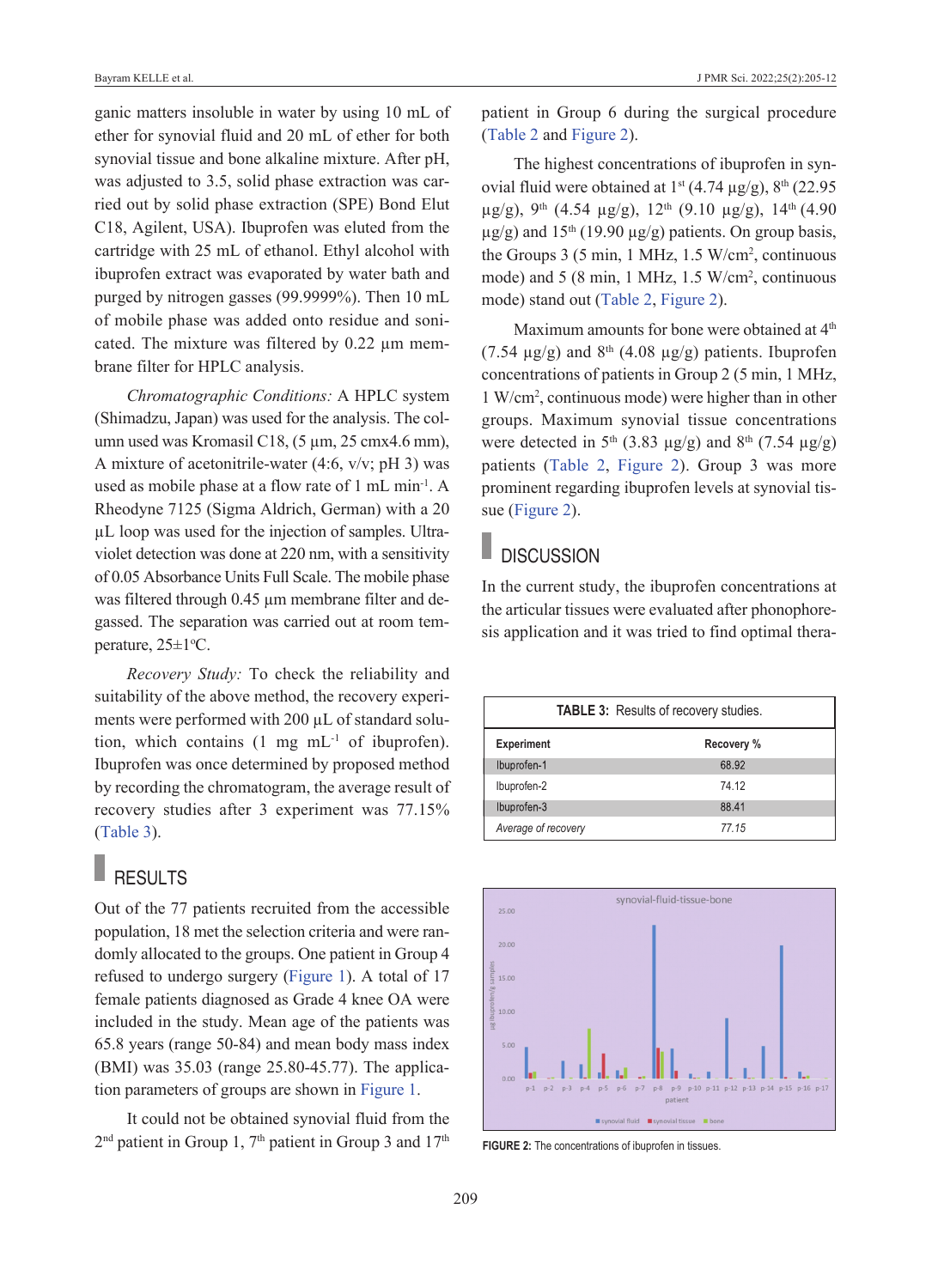ganic matters insoluble in water by using 10 mL of ether for synovial fluid and 20 mL of ether for both synovial tissue and bone alkaline mixture. After pH, was adjusted to 3.5, solid phase extraction was carried out by solid phase extraction (SPE) Bond Elut C18, Agilent, USA). Ibuprofen was eluted from the cartridge with 25 mL of ethanol. Ethyl alcohol with ibuprofen extract was evaporated by water bath and purged by nitrogen gasses (99.9999%). Then 10 mL of mobile phase was added onto residue and sonicated. The mixture was filtered by 0.22 µm membrane filter for HPLC analysis.

*Chromatographic Conditions:* A HPLC system (Shimadzu, Japan) was used for the analysis. The column used was Kromasil C18, (5 µm, 25 cmx4.6 mm), A mixture of acetonitrile-water (4:6, v/v; pH 3) was used as mobile phase at a flow rate of 1 mL $min^{-1}$. A Rheodyne 7125 (Sigma Aldrich, German) with a 20 µL loop was used for the injection of samples. Ultraviolet detection was done at 220 nm, with a sensitivity of 0.05 Absorbance Units Full Scale. The mobile phase was filtered through 0.45 µm membrane filter and degassed. The separation was carried out at room temperature, 25±1°C.

*Recovery Study:* To check the reliability and suitability of the above method, the recovery experiments were performed with 200 µL of standard solution, which contains (1 mg $mL^{-1}$ of ibuprofen). Ibuprofen was once determined by proposed method by recording the chromatogram, the average result of recovery studies after 3 experiment was 77.15% (Table 3).

## RESULTS

Out of the 77 patients recruited from the accessible population, 18 met the selection criteria and were randomly allocated to the groups. One patient in Group 4 refused to undergo surgery (Figure 1). A total of 17 female patients diagnosed as Grade 4 knee OA were included in the study. Mean age of the patients was 65.8 years (range 50-84) and mean body mass index (BMI) was 35.03 (range 25.80-45.77). The application parameters of groups are shown in Figure 1.

It could not be obtained synovial fluid from the 2nd patient in Group 1, 7th patient in Group 3 and 17th patient in Group 6 during the surgical procedure (Table 2 and Figure 2).

The highest concentrations of ibuprofen in synovial fluid were obtained at 1st (4.74 µg/g), 8th (22.95 µg/g), 9th (4.54 µg/g), 12th (9.10 µg/g), 14th (4.90 µg/g) and 15th (19.90 µg/g) patients. On group basis, the Groups 3 (5 min, 1 MHz, 1.5 W/cm², continuous mode) and 5 (8 min, 1 MHz, 1.5 W/cm², continuous mode) stand out (Table 2, Figure 2).

Maximum amounts for bone were obtained at 4th (7.54 µg/g) and 8th (4.08 µg/g) patients. Ibuprofen concentrations of patients in Group 2 (5 min, 1 MHz, 1 W/cm², continuous mode) were higher than in other groups. Maximum synovial tissue concentrations were detected in 5th (3.83 µg/g) and 8th (7.54 µg/g) patients (Table 2, Figure 2). Group 3 was more prominent regarding ibuprofen levels at synovial tissue (Figure 2).

## DISCUSSION

In the current study, the ibuprofen concentrations at the articular tissues were evaluated after phonophoresis application and it was tried to find optimal thera-

**TABLE 3:** Results of recovery studies.

| Experiment | Recovery % |
|---|---|
| Ibuprofen-1 | 68.92 |
| Ibuprofen-2 | 74.12 |
| Ibuprofen-3 | 88.41 |
| *Average of recovery* | *77.15* |

**FIGURE 2:** The concentrations of ibuprofen in tissues.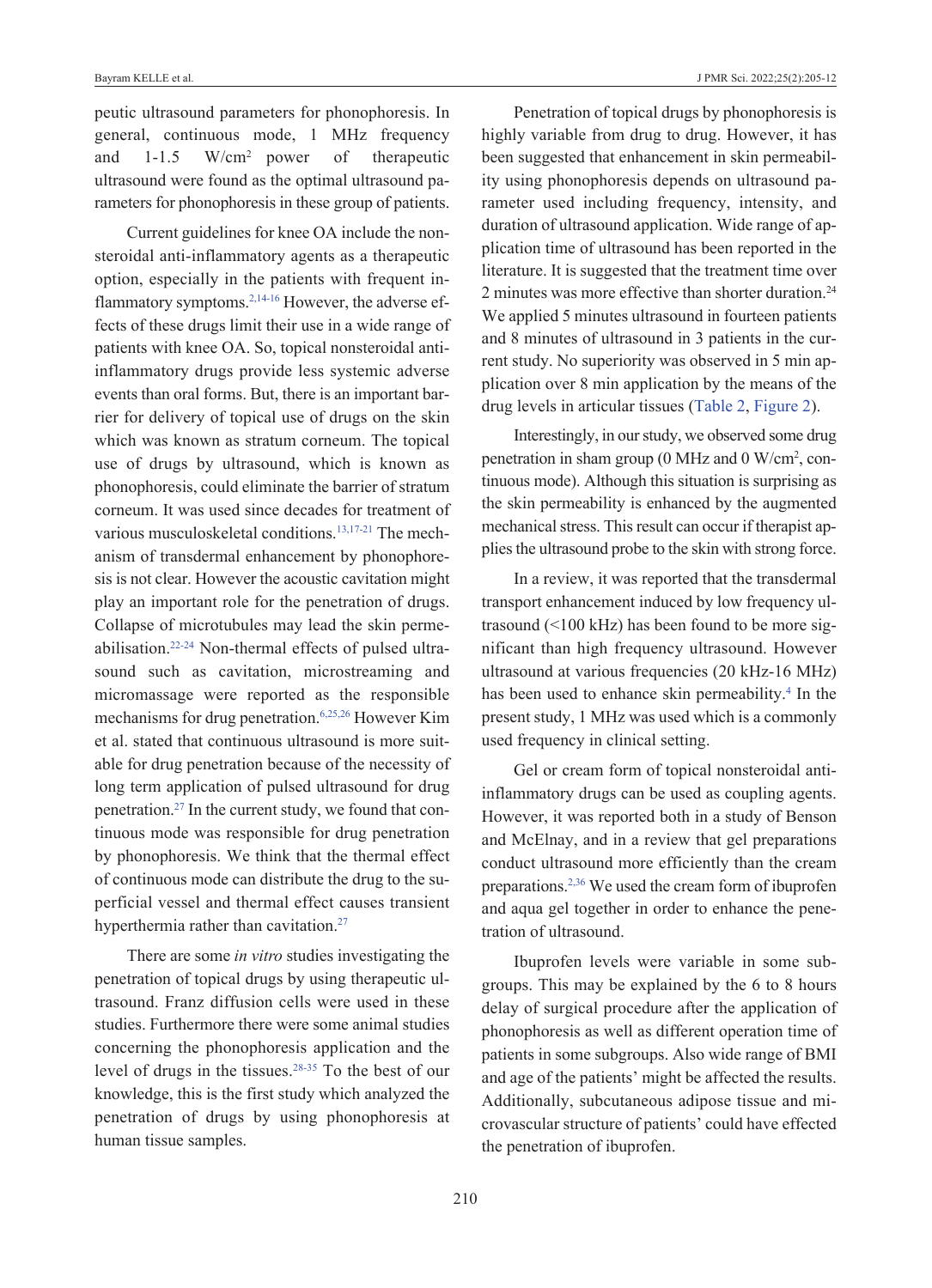peutic ultrasound parameters for phonophoresis. In general, continuous mode, 1 MHz frequency and 1-1.5 W/cm$^2$ power of therapeutic ultrasound were found as the optimal ultrasound parameters for phonophoresis in these group of patients.

Current guidelines for knee OA include the nonsteroidal anti-inflammatory agents as a therapeutic option, especially in the patients with frequent inflammatory symptoms.[2,14-16] However, the adverse effects of these drugs limit their use in a wide range of patients with knee OA. So, topical nonsteroidal anti-inflammatory drugs provide less systemic adverse events than oral forms. But, there is an important barrier for delivery of topical use of drugs on the skin which was known as stratum corneum. The topical use of drugs by ultrasound, which is known as phonophoresis, could eliminate the barrier of stratum corneum. It was used since decades for treatment of various musculoskeletal conditions.[13,17-21] The mechanism of transdermal enhancement by phonophoresis is not clear. However the acoustic cavitation might play an important role for the penetration of drugs. Collapse of microtubules may lead the skin permeabilisation.[22-24] Non-thermal effects of pulsed ultrasound such as cavitation, microstreaming and micromassage were reported as the responsible mechanisms for drug penetration.[6,25,26] However Kim et al. stated that continuous ultrasound is more suitable for drug penetration because of the necessity of long term application of pulsed ultrasound for drug penetration.[27] In the current study, we found that continuous mode was responsible for drug penetration by phonophoresis. We think that the thermal effect of continuous mode can distribute the drug to the superficial vessel and thermal effect causes transient hyperthermia rather than cavitation.[27]

There are some *in vitro* studies investigating the penetration of topical drugs by using therapeutic ultrasound. Franz diffusion cells were used in these studies. Furthermore there were some animal studies concerning the phonophoresis application and the level of drugs in the tissues.[28-35] To the best of our knowledge, this is the first study which analyzed the penetration of drugs by using phonophoresis at human tissue samples.

Penetration of topical drugs by phonophoresis is highly variable from drug to drug. However, it has been suggested that enhancement in skin permeability using phonophoresis depends on ultrasound parameter used including frequency, intensity, and duration of ultrasound application. Wide range of application time of ultrasound has been reported in the literature. It is suggested that the treatment time over 2 minutes was more effective than shorter duration.[24] We applied 5 minutes ultrasound in fourteen patients and 8 minutes of ultrasound in 3 patients in the current study. No superiority was observed in 5 min application over 8 min application by the means of the drug levels in articular tissues (Table 2, Figure 2).

Interestingly, in our study, we observed some drug penetration in sham group (0 MHz and 0 W/cm$^2$, continuous mode). Although this situation is surprising as the skin permeability is enhanced by the augmented mechanical stress. This result can occur if therapist applies the ultrasound probe to the skin with strong force.

In a review, it was reported that the transdermal transport enhancement induced by low frequency ultrasound (<100 kHz) has been found to be more significant than high frequency ultrasound. However ultrasound at various frequencies (20 kHz-16 MHz) has been used to enhance skin permeability.[4] In the present study, 1 MHz was used which is a commonly used frequency in clinical setting.

Gel or cream form of topical nonsteroidal anti-inflammatory drugs can be used as coupling agents. However, it was reported both in a study of Benson and McElnay, and in a review that gel preparations conduct ultrasound more efficiently than the cream preparations.[2,36] We used the cream form of ibuprofen and aqua gel together in order to enhance the penetration of ultrasound.

Ibuprofen levels were variable in some subgroups. This may be explained by the 6 to 8 hours delay of surgical procedure after the application of phonophoresis as well as different operation time of patients in some subgroups. Also wide range of BMI and age of the patients' might be affected the results. Additionally, subcutaneous adipose tissue and microvascular structure of patients' could have effected the penetration of ibuprofen.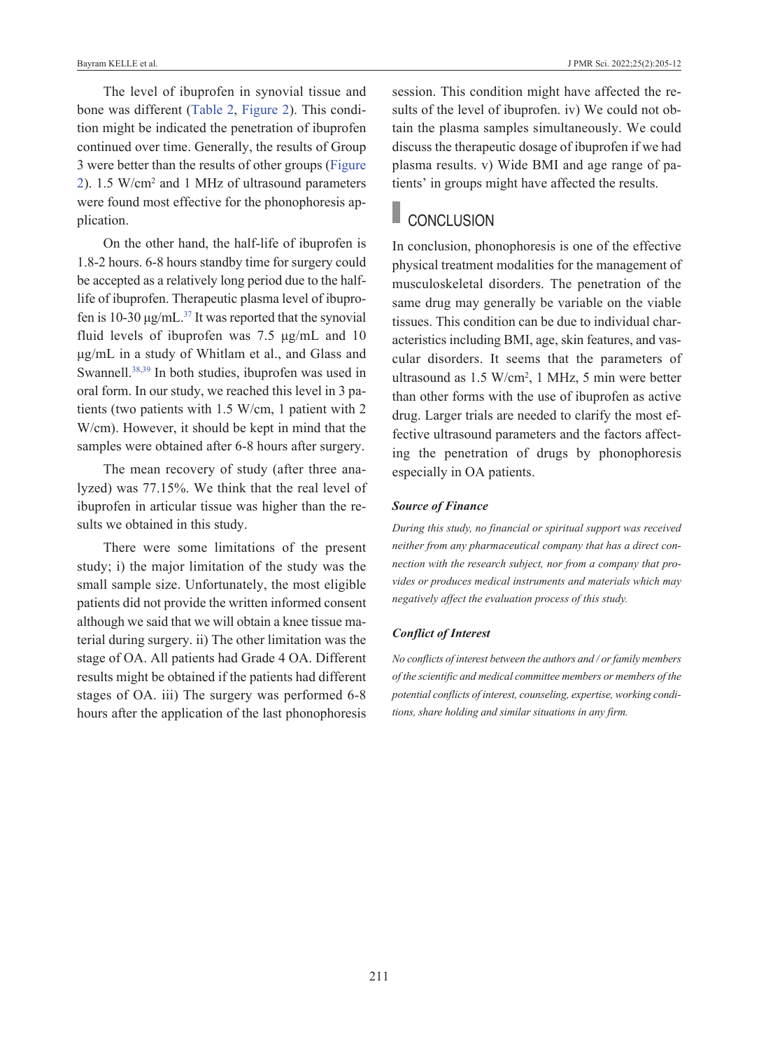The level of ibuprofen in synovial tissue and bone was different (Table 2, Figure 2). This condition might be indicated the penetration of ibuprofen continued over time. Generally, the results of Group 3 were better than the results of other groups (Figure 2). 1.5 W/cm$^2$ and 1 MHz of ultrasound parameters were found most effective for the phonophoresis application.

On the other hand, the half-life of ibuprofen is 1.8-2 hours. 6-8 hours standby time for surgery could be accepted as a relatively long period due to the half-life of ibuprofen. Therapeutic plasma level of ibuprofen is 10-30 µg/mL.[37] It was reported that the synovial fluid levels of ibuprofen was 7.5 µg/mL and 10 µg/mL in a study of Whitlam et al., and Glass and Swannell.[38,39] In both studies, ibuprofen was used in oral form. In our study, we reached this level in 3 patients (two patients with 1.5 W/cm, 1 patient with 2 W/cm). However, it should be kept in mind that the samples were obtained after 6-8 hours after surgery.

The mean recovery of study (after three analyzed) was 77.15%. We think that the real level of ibuprofen in articular tissue was higher than the results we obtained in this study.

There were some limitations of the present study; i) the major limitation of the study was the small sample size. Unfortunately, the most eligible patients did not provide the written informed consent although we said that we will obtain a knee tissue material during surgery. ii) The other limitation was the stage of OA. All patients had Grade 4 OA. Different results might be obtained if the patients had different stages of OA. iii) The surgery was performed 6-8 hours after the application of the last phonophoresis session. This condition might have affected the results of the level of ibuprofen. iv) We could not obtain the plasma samples simultaneously. We could discuss the therapeutic dosage of ibuprofen if we had plasma results. v) Wide BMI and age range of patients' in groups might have affected the results.

## CONCLUSION

In conclusion, phonophoresis is one of the effective physical treatment modalities for the management of musculoskeletal disorders. The penetration of the same drug may generally be variable on the viable tissues. This condition can be due to individual characteristics including BMI, age, skin features, and vascular disorders. It seems that the parameters of ultrasound as 1.5 W/cm$^2$, 1 MHz, 5 min were better than other forms with the use of ibuprofen as active drug. Larger trials are needed to clarify the most effective ultrasound parameters and the factors affecting the penetration of drugs by phonophoresis especially in OA patients.

### *Source of Finance*

*During this study, no financial or spiritual support was received neither from any pharmaceutical company that has a direct connection with the research subject, nor from a company that provides or produces medical instruments and materials which may negatively affect the evaluation process of this study.*

### *Conflict of Interest*

*No conflicts of interest between the authors and / or family members of the scientific and medical committee members or members of the potential conflicts of interest, counseling, expertise, working conditions, share holding and similar situations in any firm.*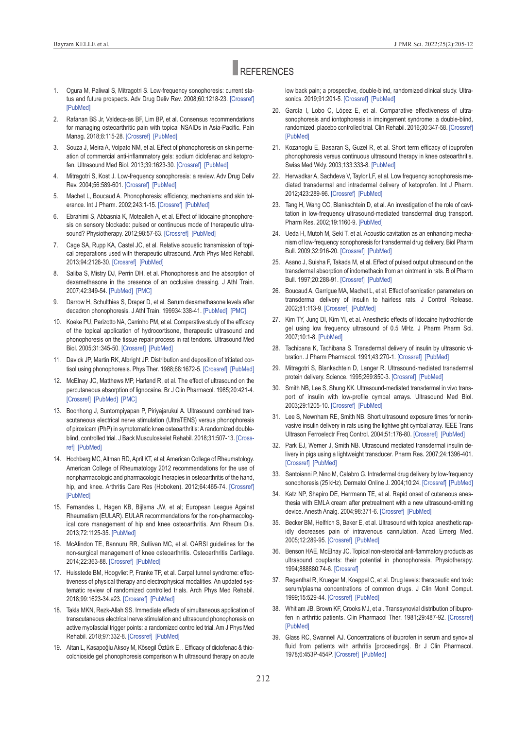# REFERENCES

1. Ogura M, Paliwal S, Mitragotri S. Low-frequency sonophoresis: current status and future prospects. Adv Drug Deliv Rev. 2008;60:1218-23. [Crossref] [PubMed]
2. Rafanan BS Jr, Valdeca-as BF, Lim BP, et al. Consensus recommendations for managing osteoarthritic pain with topical NSAIDs in Asia-Pacific. Pain Manag. 2018;8:115-28. [Crossref] [PubMed]
3. Souza J, Meira A, Volpato NM, et al. Effect of phonophoresis on skin permeation of commercial anti-inflammatory gels: sodium diclofenac and ketoprofen. Ultrasound Med Biol. 2013;39:1623-30. [Crossref] [PubMed]
4. Mitragotri S, Kost J. Low-frequency sonophoresis: a review. Adv Drug Deliv Rev. 2004;56:589-601. [Crossref] [PubMed]
5. Machet L, Boucaud A. Phonophoresis: efficiency, mechanisms and skin tolerance. Int J Pharm. 2002;243:1-15. [Crossref] [PubMed]
6. Ebrahimi S, Abbasnia K, Motealleh A, et al. Effect of lidocaine phonophoresis on sensory blockade: pulsed or continuous mode of therapeutic ultrasound? Physiotherapy. 2012;98:57-63. [Crossref] [PubMed]
7. Cage SA, Rupp KA, Castel JC, et al. Relative acoustic transmission of topical preparations used with therapeutic ultrasound. Arch Phys Med Rehabil. 2013;94:2126-30. [Crossref] [PubMed]
8. Saliba S, Mistry DJ, Perrin DH, et al. Phonophoresis and the absorption of dexamethasone in the presence of an occlusive dressing. J Athl Train. 2007;42:349-54. [PubMed] [PMC]
9. Darrow H, Schulthies S, Draper D, et al. Serum dexamethasone levels after decadron phonophoresis. J Athl Train. 199934:338-41. [PubMed] [PMC]
10. Koeke PU, Parizotto NA, Carrinho PM, et al. Comparative study of the efficacy of the topical application of hydrocortisone, therapeutic ultrasound and phonophoresis on the tissue repair process in rat tendons. Ultrasound Med Biol. 2005;31:345-50. [Crossref] [PubMed]
11. Davick JP, Martin RK, Albright JP. Distribution and deposition of tritiated cortisol using phonophoresis. Phys Ther. 1988;68:1672-5. [Crossref] [PubMed]
12. McElnay JC, Matthews MP, Harland R, et al. The effect of ultrasound on the percutaneous absorption of lignocaine. Br J Clin Pharmacol. 1985;20:421-4. [Crossref] [PubMed] [PMC]
13. Boonhong J, Suntornpiyapan P, Piriyajarukul A. Ultrasound combined transcutaneous electrical nerve stimulation (UltraTENS) versus phonophoresis of piroxicam (PhP) in symptomatic knee osteoarthritis: A randomized double-blind, controlled trial. J Back Musculoskelet Rehabil. 2018;31:507-13. [Crossref] [PubMed]
14. Hochberg MC, Altman RD, April KT, et al; American College of Rheumatology. American College of Rheumatology 2012 recommendations for the use of nonpharmacologic and pharmacologic therapies in osteoarthritis of the hand, hip, and knee. Arthritis Care Res (Hoboken). 2012;64:465-74. [Crossref] [PubMed]
15. Fernandes L, Hagen KB, Bijlsma JW, et al; European League Against Rheumatism (EULAR). EULAR recommendations for the non-pharmacological core management of hip and knee osteoarthritis. Ann Rheum Dis. 2013;72:1125-35. [PubMed]
16. McAlindon TE, Bannuru RR, Sullivan MC, et al. OARSI guidelines for the non-surgical management of knee osteoarthritis. Osteoarthritis Cartilage. 2014;22:363-88. [Crossref] [PubMed]
17. Huisstede BM, Hoogvliet P, Franke TP, et al. Carpal tunnel syndrome: effectiveness of physical therapy and electrophysical modalities. An updated systematic review of randomized controlled trials. Arch Phys Med Rehabil. 2018;99:1623-34.e23. [Crossref] [PubMed]
18. Takla MKN, Rezk-Allah SS. Immediate effects of simultaneous application of transcutaneous electrical nerve stimulation and ultrasound phonophoresis on active myofascial trigger points: a randomized controlled trial. Am J Phys Med Rehabil. 2018;97:332-8. [Crossref] [PubMed]
19. Altan L, Kasapoğlu Aksoy M, Kösegil Öztürk E. . Efficacy of diclofenac & thiocolchioside gel phonophoresis comparison with ultrasound therapy on acute low back pain; a prospective, double-blind, randomized clinical study. Ultrasonics. 2019;91:201-5. [Crossref] [PubMed]
20. García I, Lobo C, López E, et al. Comparative effectiveness of ultrasonophoresis and iontophoresis in impingement syndrome: a double-blind, randomized, placebo controlled trial. Clin Rehabil. 2016;30:347-58. [Crossref] [PubMed]
21. Kozanoglu E, Basaran S, Guzel R, et al. Short term efficacy of ibuprofen phonophoresis versus continuous ultrasound therapy in knee osteoarthritis. Swiss Med Wkly. 2003;133:333-8. [PubMed]
22. Herwadkar A, Sachdeva V, Taylor LF, et al. Low frequency sonophoresis mediated transdermal and intradermal delivery of ketoprofen. Int J Pharm. 2012;423:289-96. [Crossref] [PubMed]
23. Tang H, Wang CC, Blankschtein D, et al. An investigation of the role of cavitation in low-frequency ultrasound-mediated transdermal drug transport. Pharm Res. 2002;19:1160-9. [PubMed]
24. Ueda H, Mutoh M, Seki T, et al. Acoustic cavitation as an enhancing mechanism of low-frequency sonophoresis for transdermal drug delivery. Biol Pharm Bull. 2009;32:916-20. [Crossref] [PubMed]
25. Asano J, Suisha F, Takada M, et al. Effect of pulsed output ultrasound on the transdermal absorption of indomethacin from an ointment in rats. Biol Pharm Bull. 1997;20:288-91. [Crossref] [PubMed]
26. Boucaud A, Garrigue MA, Machet L, et al. Effect of sonication parameters on transdermal delivery of insulin to hairless rats. J Control Release. 2002;81:113-9. [Crossref] [PubMed]
27. Kim TY, Jung DI, Kim YI, et al. Anesthetic effects of lidocaine hydrochloride gel using low frequency ultrasound of 0.5 MHz. J Pharm Pharm Sci. 2007;10:1-8. [PubMed]
28. Tachibana K, Tachibana S. Transdermal delivery of insulin by ultrasonic vibration. J Pharm Pharmacol. 1991;43:270-1. [Crossref] [PubMed]
29. Mitragotri S, Blankschtein D, Langer R. Ultrasound-mediated transdermal protein delivery. Science. 1995;269:850-3. [Crossref] [PubMed]
30. Smith NB, Lee S, Shung KK. Ultrasound-mediated transdermal in vivo transport of insulin with low-profile cymbal arrays. Ultrasound Med Biol. 2003;29:1205-10. [Crossref] [PubMed]
31. Lee S, Newnham RE, Smith NB. Short ultrasound exposure times for noninvasive insulin delivery in rats using the lightweight cymbal array. IEEE Trans Ultrason Ferroelectr Freq Control. 2004;51:176-80. [Crossref] [PubMed]
32. Park EJ, Werner J, Smith NB. Ultrasound mediated transdermal insulin delivery in pigs using a lightweight transducer. Pharm Res. 2007;24:1396-401. [Crossref] [PubMed]
33. Santoianni P, Nino M, Calabro G. Intradermal drug delivery by low-frequency sonophoresis (25 kHz). Dermatol Online J. 2004;10:24. [Crossref] [PubMed]
34. Katz NP, Shapiro DE, Herrmann TE, et al. Rapid onset of cutaneous anesthesia with EMLA cream after pretreatment with a new ultrasound-emitting device. Anesth Analg. 2004;98:371-6. [Crossref] [PubMed]
35. Becker BM, Helfrich S, Baker E, et al. Ultrasound with topical anesthetic rapidly decreases pain of intravenous cannulation. Acad Emerg Med. 2005;12:289-95. [Crossref] [PubMed]
36. Benson HAE, McElnay JC. Topical non-steroidal anti-flammatory products as ultrasound couplants: their potential in phonophoresis. Physiotherapy. 1994;888880:74-6. [Crossref]
37. Regenthal R, Krueger M, Koeppel C, et al. Drug levels: therapeutic and toxic serum/plasma concentrations of common drugs. J Clin Monit Comput. 1999;15:529-44. [Crossref] [PubMed]
38. Whitlam JB, Brown KF, Crooks MJ, et al. Transsynovial distribution of ibuprofen in arthritic patients. Clin Pharmacol Ther. 1981;29:487-92. [Crossref] [PubMed]
39. Glass RC, Swannell AJ. Concentrations of ibuprofen in serum and synovial fluid from patients with arthritis [proceedings]. Br J Clin Pharmacol. 1978;6:453P-454P. [Crossref] [PubMed]